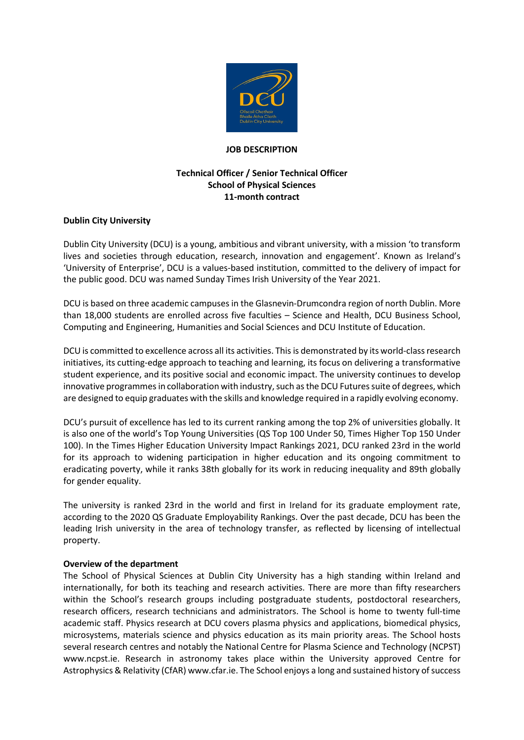**JOB DESCRIPTION**

**Technical Officer / Senior Technical Officer**
**School of Physical Sciences**
**11-month contract**

**Dublin City University**

Dublin City University (DCU) is a young, ambitious and vibrant university, with a mission 'to transform lives and societies through education, research, innovation and engagement'. Known as Ireland's 'University of Enterprise', DCU is a values-based institution, committed to the delivery of impact for the public good. DCU was named Sunday Times Irish University of the Year 2021.

DCU is based on three academic campuses in the Glasnevin-Drumcondra region of north Dublin. More than 18,000 students are enrolled across five faculties – Science and Health, DCU Business School, Computing and Engineering, Humanities and Social Sciences and DCU Institute of Education.

DCU is committed to excellence across all its activities. This is demonstrated by its world-class research initiatives, its cutting-edge approach to teaching and learning, its focus on delivering a transformative student experience, and its positive social and economic impact. The university continues to develop innovative programmes in collaboration with industry, such as the DCU Futures suite of degrees, which are designed to equip graduates with the skills and knowledge required in a rapidly evolving economy.

DCU's pursuit of excellence has led to its current ranking among the top 2% of universities globally. It is also one of the world's Top Young Universities (QS Top 100 Under 50, Times Higher Top 150 Under 100). In the Times Higher Education University Impact Rankings 2021, DCU ranked 23rd in the world for its approach to widening participation in higher education and its ongoing commitment to eradicating poverty, while it ranks 38th globally for its work in reducing inequality and 89th globally for gender equality.

The university is ranked 23rd in the world and first in Ireland for its graduate employment rate, according to the 2020 QS Graduate Employability Rankings. Over the past decade, DCU has been the leading Irish university in the area of technology transfer, as reflected by licensing of intellectual property.

**Overview of the department**

The School of Physical Sciences at Dublin City University has a high standing within Ireland and internationally, for both its teaching and research activities. There are more than fifty researchers within the School's research groups including postgraduate students, postdoctoral researchers, research officers, research technicians and administrators. The School is home to twenty full-time academic staff. Physics research at DCU covers plasma physics and applications, biomedical physics, microsystems, materials science and physics education as its main priority areas. The School hosts several research centres and notably the National Centre for Plasma Science and Technology (NCPST) www.ncpst.ie. Research in astronomy takes place within the University approved Centre for Astrophysics & Relativity (CfAR) www.cfar.ie. The School enjoys a long and sustained history of success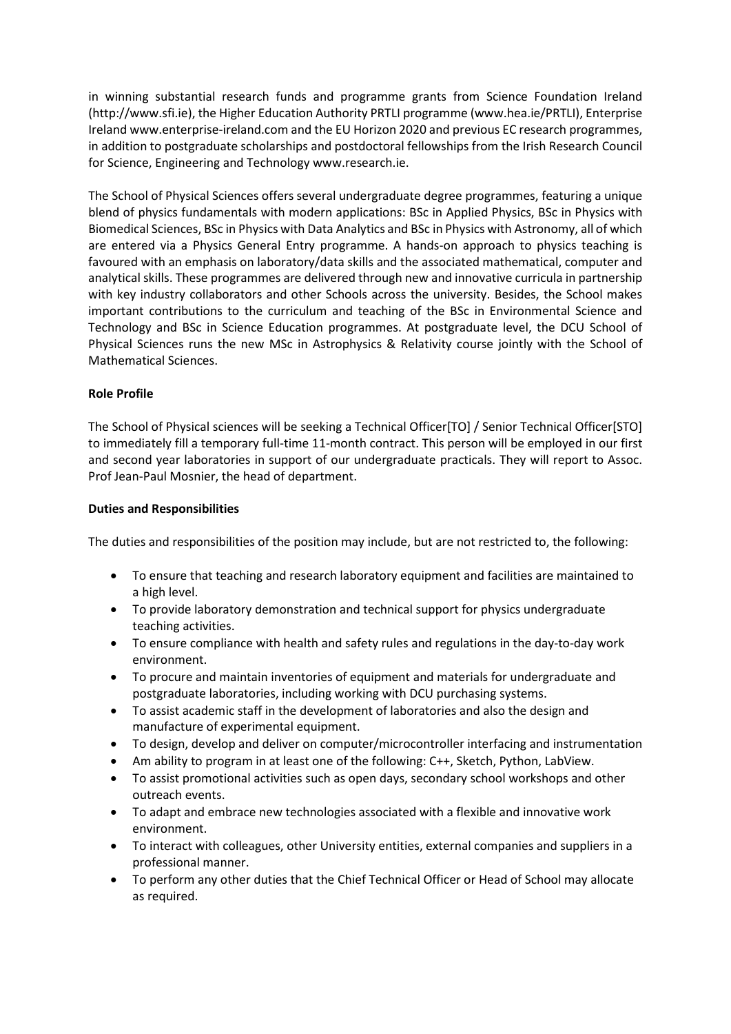in winning substantial research funds and programme grants from Science Foundation Ireland (http://www.sfi.ie), the Higher Education Authority PRTLI programme (www.hea.ie/PRTLI), Enterprise Ireland www.enterprise-ireland.com and the EU Horizon 2020 and previous EC research programmes, in addition to postgraduate scholarships and postdoctoral fellowships from the Irish Research Council for Science, Engineering and Technology www.research.ie.

The School of Physical Sciences offers several undergraduate degree programmes, featuring a unique blend of physics fundamentals with modern applications: BSc in Applied Physics, BSc in Physics with Biomedical Sciences, BSc in Physics with Data Analytics and BSc in Physics with Astronomy, all of which are entered via a Physics General Entry programme. A hands-on approach to physics teaching is favoured with an emphasis on laboratory/data skills and the associated mathematical, computer and analytical skills. These programmes are delivered through new and innovative curricula in partnership with key industry collaborators and other Schools across the university. Besides, the School makes important contributions to the curriculum and teaching of the BSc in Environmental Science and Technology and BSc in Science Education programmes. At postgraduate level, the DCU School of Physical Sciences runs the new MSc in Astrophysics & Relativity course jointly with the School of Mathematical Sciences.

**Role Profile**

The School of Physical sciences will be seeking a Technical Officer[TO] / Senior Technical Officer[STO] to immediately fill a temporary full-time 11-month contract. This person will be employed in our first and second year laboratories in support of our undergraduate practicals. They will report to Assoc. Prof Jean-Paul Mosnier, the head of department.

**Duties and Responsibilities**

The duties and responsibilities of the position may include, but are not restricted to, the following:

- To ensure that teaching and research laboratory equipment and facilities are maintained to a high level.
- To provide laboratory demonstration and technical support for physics undergraduate teaching activities.
- To ensure compliance with health and safety rules and regulations in the day-to-day work environment.
- To procure and maintain inventories of equipment and materials for undergraduate and postgraduate laboratories, including working with DCU purchasing systems.
- To assist academic staff in the development of laboratories and also the design and manufacture of experimental equipment.
- To design, develop and deliver on computer/microcontroller interfacing and instrumentation
- Am ability to program in at least one of the following: C++, Sketch, Python, LabView.
- To assist promotional activities such as open days, secondary school workshops and other outreach events.
- To adapt and embrace new technologies associated with a flexible and innovative work environment.
- To interact with colleagues, other University entities, external companies and suppliers in a professional manner.
- To perform any other duties that the Chief Technical Officer or Head of School may allocate as required.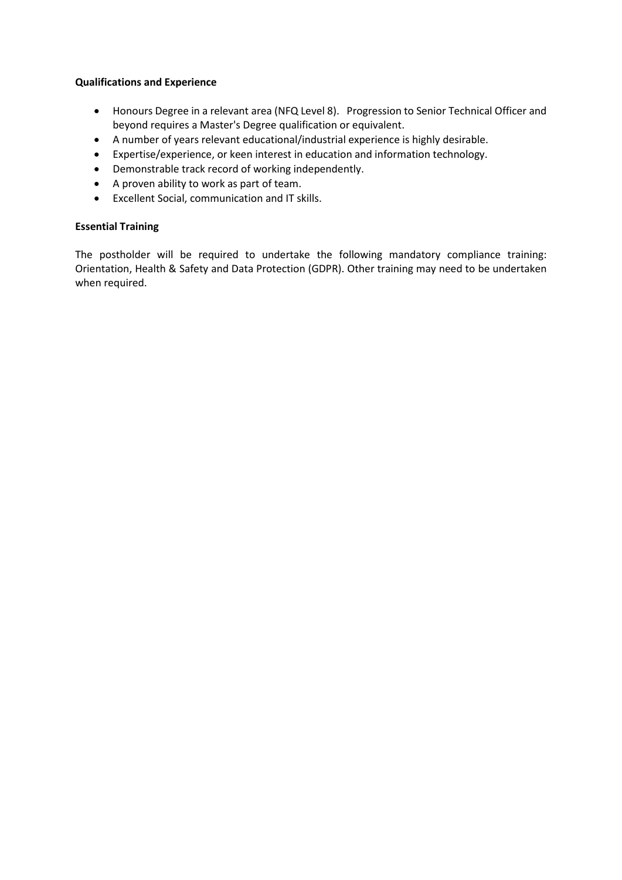**Qualifications and Experience**

- Honours Degree in a relevant area (NFQ Level 8). Progression to Senior Technical Officer and beyond requires a Master's Degree qualification or equivalent.
- A number of years relevant educational/industrial experience is highly desirable.
- Expertise/experience, or keen interest in education and information technology.
- Demonstrable track record of working independently.
- A proven ability to work as part of team.
- Excellent Social, communication and IT skills.

**Essential Training**

The postholder will be required to undertake the following mandatory compliance training: Orientation, Health & Safety and Data Protection (GDPR). Other training may need to be undertaken when required.